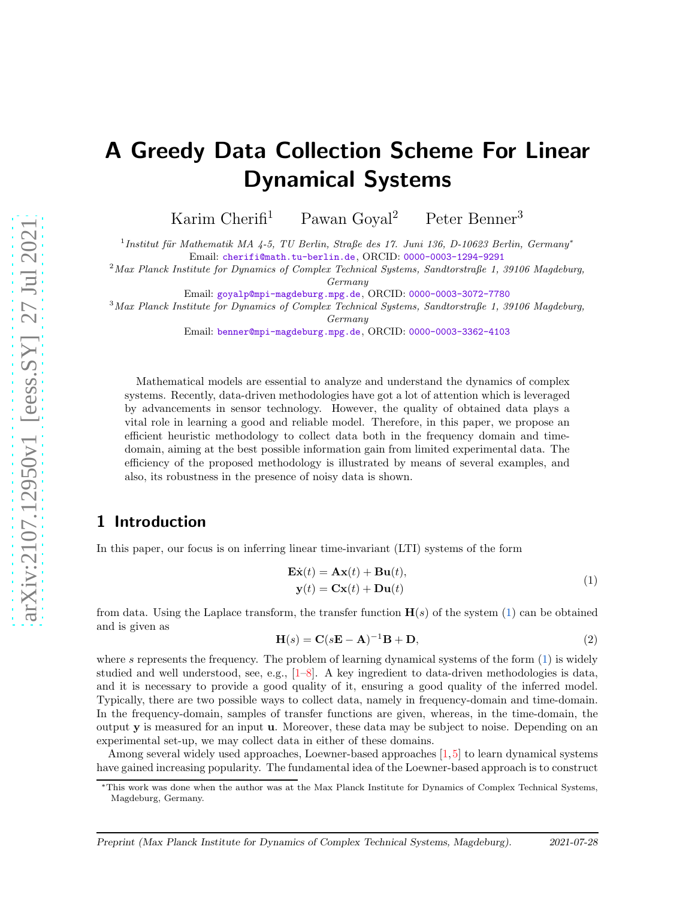# A Greedy Data Collection Scheme For Linear Dynamical Systems

Karim Cherifi[1] Pawan Goyal[2] Peter Benner[3]

[1] *Institut für Mathematik MA 4-5, TU Berlin, Straße des 17. Juni 136, D-10623 Berlin, Germany*[*]
Email: cherifi@math.tu-berlin.de, ORCID: 0000-0003-1294-9291

[2] *Max Planck Institute for Dynamics of Complex Technical Systems, Sandtorstraße 1, 39106 Magdeburg, Germany*
Email: goyalp@mpi-magdeburg.mpg.de, ORCID: 0000-0003-3072-7780

[3] *Max Planck Institute for Dynamics of Complex Technical Systems, Sandtorstraße 1, 39106 Magdeburg, Germany*
Email: benner@mpi-magdeburg.mpg.de, ORCID: 0000-0003-3362-4103

Mathematical models are essential to analyze and understand the dynamics of complex systems. Recently, data-driven methodologies have got a lot of attention which is leveraged by advancements in sensor technology. However, the quality of obtained data plays a vital role in learning a good and reliable model. Therefore, in this paper, we propose an efficient heuristic methodology to collect data both in the frequency domain and time-domain, aiming at the best possible information gain from limited experimental data. The efficiency of the proposed methodology is illustrated by means of several examples, and also, its robustness in the presence of noisy data is shown.

## 1 Introduction

In this paper, our focus is on inferring linear time-invariant (LTI) systems of the form

$$\begin{aligned}\mathbf{E}\dot{\mathbf{x}}(t) &= \mathbf{A}\mathbf{x}(t) + \mathbf{B}\mathbf{u}(t),\\ \mathbf{y}(t) &= \mathbf{C}\mathbf{x}(t) + \mathbf{D}\mathbf{u}(t)\end{aligned} \tag{1}$$

from data. Using the Laplace transform, the transfer function $\mathbf{H}(s)$ of the system (1) can be obtained and is given as

$$\mathbf{H}(s) = \mathbf{C}(s\mathbf{E} - \mathbf{A})^{-1}\mathbf{B} + \mathbf{D}, \tag{2}$$

where $s$ represents the frequency. The problem of learning dynamical systems of the form (1) is widely studied and well understood, see, e.g., [1–8]. A key ingredient to data-driven methodologies is data, and it is necessary to provide a good quality of it, ensuring a good quality of the inferred model. Typically, there are two possible ways to collect data, namely in frequency-domain and time-domain. In the frequency-domain, samples of transfer functions are given, whereas, in the time-domain, the output $\mathbf{y}$ is measured for an input $\mathbf{u}$. Moreover, these data may be subject to noise. Depending on an experimental set-up, we may collect data in either of these domains.

Among several widely used approaches, Loewner-based approaches [1,5] to learn dynamical systems have gained increasing popularity. The fundamental idea of the Loewner-based approach is to construct

[*]This work was done when the author was at the Max Planck Institute for Dynamics of Complex Technical Systems, Magdeburg, Germany.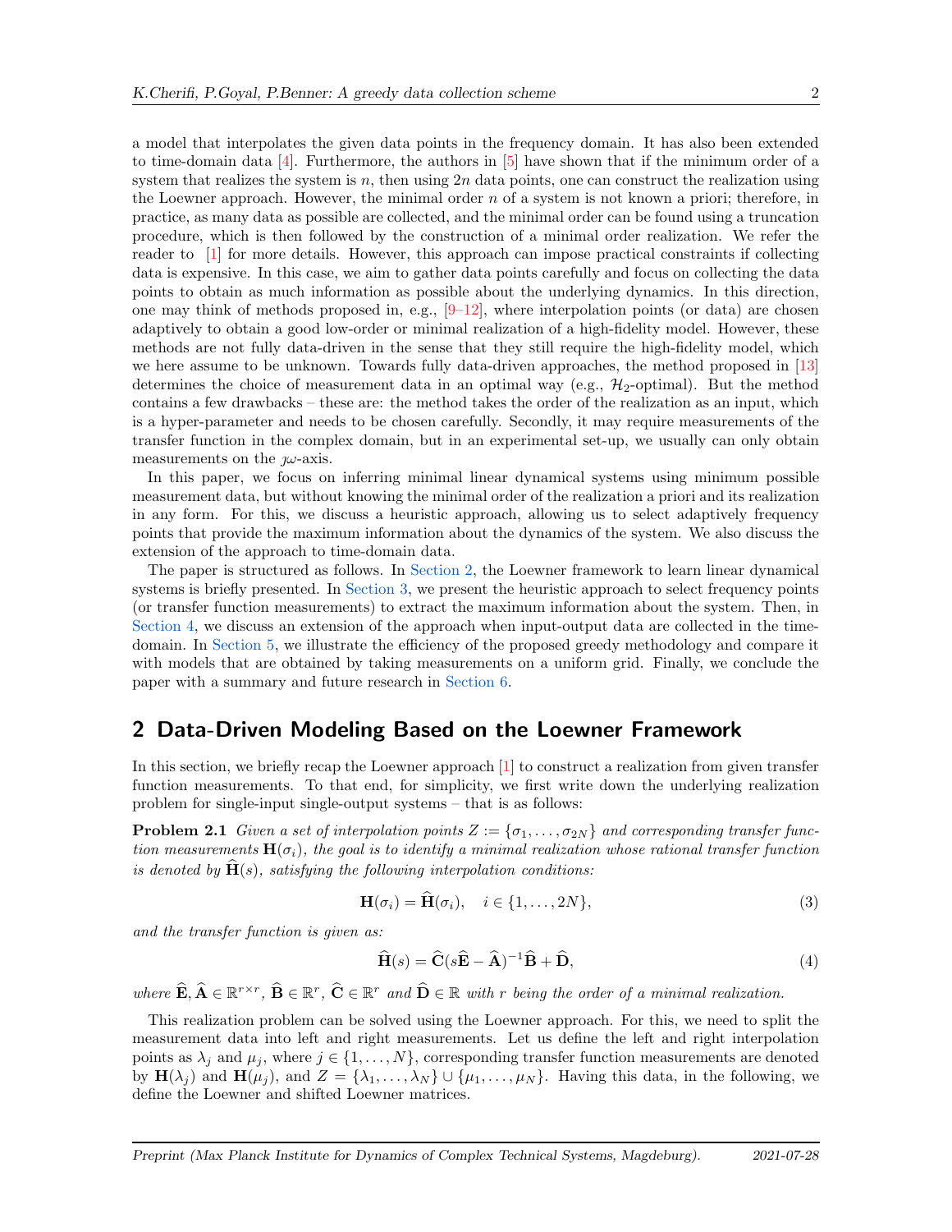a model that interpolates the given data points in the frequency domain. It has also been extended to time-domain data [4]. Furthermore, the authors in [5] have shown that if the minimum order of a system that realizes the system is $n$, then using $2n$ data points, one can construct the realization using the Loewner approach. However, the minimal order $n$ of a system is not known a priori; therefore, in practice, as many data as possible are collected, and the minimal order can be found using a truncation procedure, which is then followed by the construction of a minimal order realization. We refer the reader to [1] for more details. However, this approach can impose practical constraints if collecting data is expensive. In this case, we aim to gather data points carefully and focus on collecting the data points to obtain as much information as possible about the underlying dynamics. In this direction, one may think of methods proposed in, e.g., [9–12], where interpolation points (or data) are chosen adaptively to obtain a good low-order or minimal realization of a high-fidelity model. However, these methods are not fully data-driven in the sense that they still require the high-fidelity model, which we here assume to be unknown. Towards fully data-driven approaches, the method proposed in [13] determines the choice of measurement data in an optimal way (e.g., $\mathcal{H}_2$-optimal). But the method contains a few drawbacks – these are: the method takes the order of the realization as an input, which is a hyper-parameter and needs to be chosen carefully. Secondly, it may require measurements of the transfer function in the complex domain, but in an experimental set-up, we usually can only obtain measurements on the $\jmath\omega$-axis.

In this paper, we focus on inferring minimal linear dynamical systems using minimum possible measurement data, but without knowing the minimal order of the realization a priori and its realization in any form. For this, we discuss a heuristic approach, allowing us to select adaptively frequency points that provide the maximum information about the dynamics of the system. We also discuss the extension of the approach to time-domain data.

The paper is structured as follows. In Section 2, the Loewner framework to learn linear dynamical systems is briefly presented. In Section 3, we present the heuristic approach to select frequency points (or transfer function measurements) to extract the maximum information about the system. Then, in Section 4, we discuss an extension of the approach when input-output data are collected in the time-domain. In Section 5, we illustrate the efficiency of the proposed greedy methodology and compare it with models that are obtained by taking measurements on a uniform grid. Finally, we conclude the paper with a summary and future research in Section 6.

## 2 Data-Driven Modeling Based on the Loewner Framework

In this section, we briefly recap the Loewner approach [1] to construct a realization from given transfer function measurements. To that end, for simplicity, we first write down the underlying realization problem for single-input single-output systems – that is as follows:

**Problem 2.1** *Given a set of interpolation points $Z := \{\sigma_1, \dots, \sigma_{2N}\}$ and corresponding transfer function measurements $\mathbf{H}(\sigma_i)$, the goal is to identify a minimal realization whose rational transfer function is denoted by $\widehat{\mathbf{H}}(s)$, satisfying the following interpolation conditions:*

$$\mathbf{H}(\sigma_i) = \widehat{\mathbf{H}}(\sigma_i), \quad i \in \{1, \dots, 2N\}, \tag{3}$$

*and the transfer function is given as:*

$$\widehat{\mathbf{H}}(s) = \widehat{\mathbf{C}}(s\widehat{\mathbf{E}} - \widehat{\mathbf{A}})^{-1}\widehat{\mathbf{B}} + \widehat{\mathbf{D}}, \tag{4}$$

*where $\widehat{\mathbf{E}}, \widehat{\mathbf{A}} \in \mathbb{R}^{r\times r}$, $\widehat{\mathbf{B}} \in \mathbb{R}^r$, $\widehat{\mathbf{C}} \in \mathbb{R}^r$ and $\widehat{\mathbf{D}} \in \mathbb{R}$ with $r$ being the order of a minimal realization.*

This realization problem can be solved using the Loewner approach. For this, we need to split the measurement data into left and right measurements. Let us define the left and right interpolation points as $\lambda_j$ and $\mu_j$, where $j \in \{1, \dots, N\}$, corresponding transfer function measurements are denoted by $\mathbf{H}(\lambda_j)$ and $\mathbf{H}(\mu_j)$, and $Z = \{\lambda_1, \dots, \lambda_N\} \cup \{\mu_1, \dots, \mu_N\}$. Having this data, in the following, we define the Loewner and shifted Loewner matrices.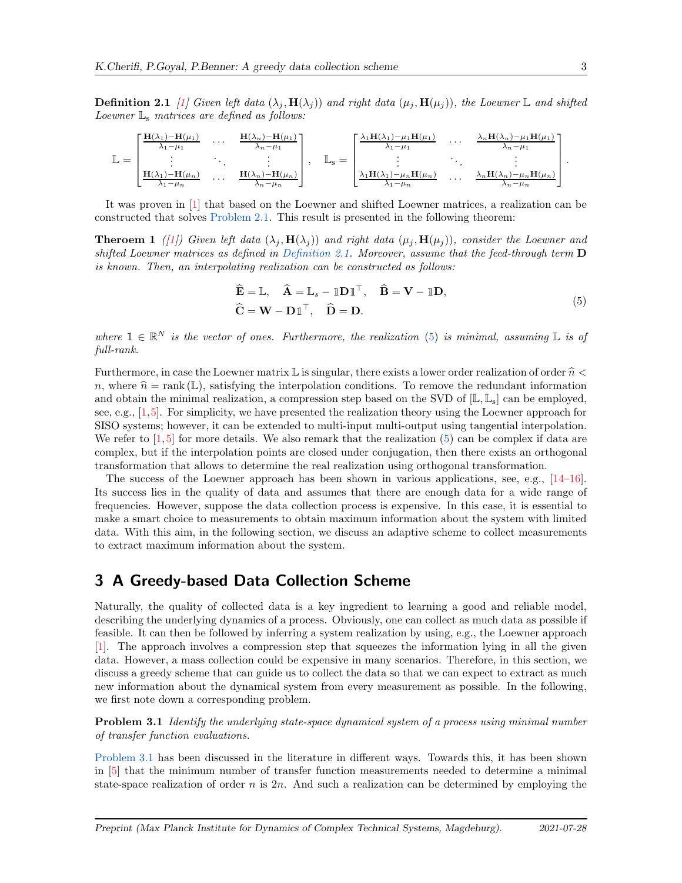**Definition 2.1** *[1] Given left data $(\lambda_j, \mathbf{H}(\lambda_j))$ and right data $(\mu_j, \mathbf{H}(\mu_j))$, the Loewner $\mathbb{L}$ and shifted Loewner $\mathbb{L}_s$ matrices are defined as follows:*

$$
\mathbb{L} = \begin{bmatrix} \frac{\mathbf{H}(\lambda_1)-\mathbf{H}(\mu_1)}{\lambda_1-\mu_1} & \cdots & \frac{\mathbf{H}(\lambda_n)-\mathbf{H}(\mu_1)}{\lambda_n-\mu_1} \\ \vdots & \ddots & \vdots \\ \frac{\mathbf{H}(\lambda_1)-\mathbf{H}(\mu_n)}{\lambda_1-\mu_n} & \cdots & \frac{\mathbf{H}(\lambda_n)-\mathbf{H}(\mu_n)}{\lambda_n-\mu_n} \end{bmatrix}, \quad \mathbb{L}_s = \begin{bmatrix} \frac{\lambda_1\mathbf{H}(\lambda_1)-\mu_1\mathbf{H}(\mu_1)}{\lambda_1-\mu_1} & \cdots & \frac{\lambda_n\mathbf{H}(\lambda_n)-\mu_1\mathbf{H}(\mu_1)}{\lambda_n-\mu_1} \\ \vdots & \ddots & \vdots \\ \frac{\lambda_1\mathbf{H}(\lambda_1)-\mu_n\mathbf{H}(\mu_n)}{\lambda_1-\mu_n} & \cdots & \frac{\lambda_n\mathbf{H}(\lambda_n)-\mu_n\mathbf{H}(\mu_n)}{\lambda_n-\mu_n} \end{bmatrix}.
$$

It was proven in [1] that based on the Loewner and shifted Loewner matrices, a realization can be constructed that solves Problem 2.1. This result is presented in the following theorem:

**Theroem 1** *([1]) Given left data $(\lambda_j, \mathbf{H}(\lambda_j))$ and right data $(\mu_j, \mathbf{H}(\mu_j))$, consider the Loewner and shifted Loewner matrices as defined in Definition 2.1. Moreover, assume that the feed-through term $\mathbf{D}$ is known. Then, an interpolating realization can be constructed as follows:*

$$
\begin{aligned}
&\widehat{\mathbf{E}} = \mathbb{L}, \quad \widehat{\mathbf{A}} = \mathbb{L}_s - \mathbb{1}\mathbf{D}\mathbb{1}^\top, \quad \widehat{\mathbf{B}} = \mathbf{V} - \mathbb{1}\mathbf{D}, \\
&\widehat{\mathbf{C}} = \mathbf{W} - \mathbf{D}\mathbb{1}^\top, \quad \widehat{\mathbf{D}} = \mathbf{D}.
\end{aligned} \tag{5}
$$

*where $\mathbb{1} \in \mathbb{R}^N$ is the vector of ones. Furthermore, the realization (5) is minimal, assuming $\mathbb{L}$ is of full-rank.*

Furthermore, in case the Loewner matrix $\mathbb{L}$ is singular, there exists a lower order realization of order $\widehat{n} < n$, where $\widehat{n} = \operatorname{rank}(\mathbb{L})$, satisfying the interpolation conditions. To remove the redundant information and obtain the minimal realization, a compression step based on the SVD of $[\mathbb{L}, \mathbb{L}_s]$ can be employed, see, e.g., [1,5]. For simplicity, we have presented the realization theory using the Loewner approach for SISO systems; however, it can be extended to multi-input multi-output using tangential interpolation. We refer to [1,5] for more details. We also remark that the realization (5) can be complex if data are complex, but if the interpolation points are closed under conjugation, then there exists an orthogonal transformation that allows to determine the real realization using orthogonal transformation.

The success of the Loewner approach has been shown in various applications, see, e.g., [14–16]. Its success lies in the quality of data and assumes that there are enough data for a wide range of frequencies. However, suppose the data collection process is expensive. In this case, it is essential to make a smart choice to measurements to obtain maximum information about the system with limited data. With this aim, in the following section, we discuss an adaptive scheme to collect measurements to extract maximum information about the system.

## 3 A Greedy-based Data Collection Scheme

Naturally, the quality of collected data is a key ingredient to learning a good and reliable model, describing the underlying dynamics of a process. Obviously, one can collect as much data as possible if feasible. It can then be followed by inferring a system realization by using, e.g., the Loewner approach [1]. The approach involves a compression step that squeezes the information lying in all the given data. However, a mass collection could be expensive in many scenarios. Therefore, in this section, we discuss a greedy scheme that can guide us to collect the data so that we can expect to extract as much new information about the dynamical system from every measurement as possible. In the following, we first note down a corresponding problem.

**Problem 3.1** *Identify the underlying state-space dynamical system of a process using minimal number of transfer function evaluations.*

Problem 3.1 has been discussed in the literature in different ways. Towards this, it has been shown in [5] that the minimum number of transfer function measurements needed to determine a minimal state-space realization of order $n$ is $2n$. And such a realization can be determined by employing the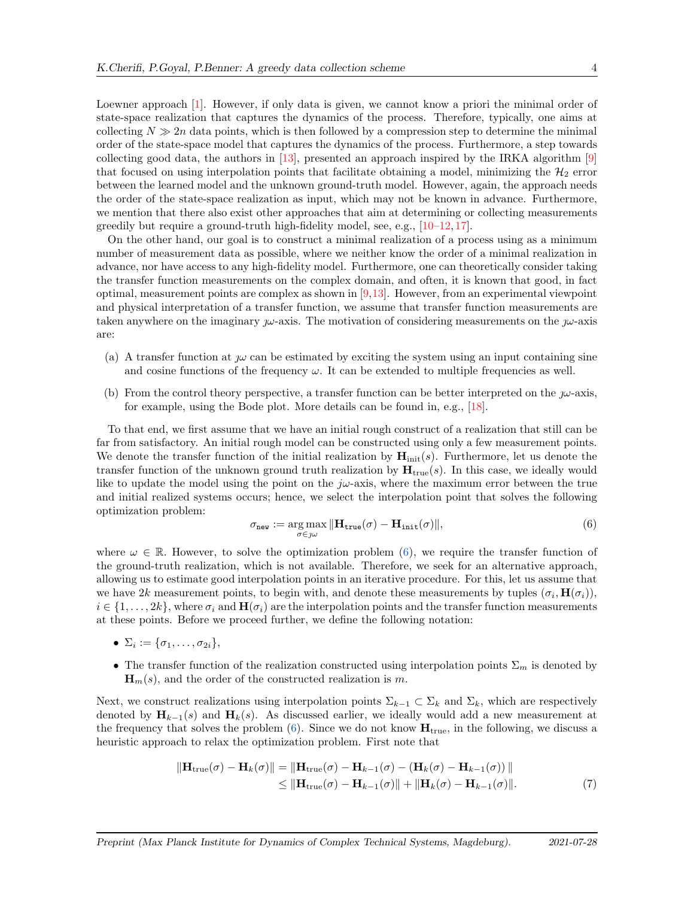Loewner approach [1]. However, if only data is given, we cannot know a priori the minimal order of state-space realization that captures the dynamics of the process. Therefore, typically, one aims at collecting $N \gg 2n$ data points, which is then followed by a compression step to determine the minimal order of the state-space model that captures the dynamics of the process. Furthermore, a step towards collecting good data, the authors in [13], presented an approach inspired by the IRKA algorithm [9] that focused on using interpolation points that facilitate obtaining a model, minimizing the $\mathcal{H}_2$ error between the learned model and the unknown ground-truth model. However, again, the approach needs the order of the state-space realization as input, which may not be known in advance. Furthermore, we mention that there also exist other approaches that aim at determining or collecting measurements greedily but require a ground-truth high-fidelity model, see, e.g., [10–12, 17].

On the other hand, our goal is to construct a minimal realization of a process using as a minimum number of measurement data as possible, where we neither know the order of a minimal realization in advance, nor have access to any high-fidelity model. Furthermore, one can theoretically consider taking the transfer function measurements on the complex domain, and often, it is known that good, in fact optimal, measurement points are complex as shown in [9, 13]. However, from an experimental viewpoint and physical interpretation of a transfer function, we assume that transfer function measurements are taken anywhere on the imaginary $\jmath\omega$-axis. The motivation of considering measurements on the $\jmath\omega$-axis are:

(a) A transfer function at $\jmath\omega$ can be estimated by exciting the system using an input containing sine and cosine functions of the frequency $\omega$. It can be extended to multiple frequencies as well.

(b) From the control theory perspective, a transfer function can be better interpreted on the $\jmath\omega$-axis, for example, using the Bode plot. More details can be found in, e.g., [18].

To that end, we first assume that we have an initial rough construct of a realization that still can be far from satisfactory. An initial rough model can be constructed using only a few measurement points. We denote the transfer function of the initial realization by $\mathbf{H}_{\text{init}}(s)$. Furthermore, let us denote the transfer function of the unknown ground truth realization by $\mathbf{H}_{\text{true}}(s)$. In this case, we ideally would like to update the model using the point on the $j\omega$-axis, where the maximum error between the true and initial realized systems occurs; hence, we select the interpolation point that solves the following optimization problem:

$$\sigma_{\texttt{new}} := \underset{\sigma \in \jmath\omega}{\arg\max} \, \|\mathbf{H}_{\texttt{true}}(\sigma) - \mathbf{H}_{\texttt{init}}(\sigma)\|, \tag{6}$$

where $\omega \in \mathbb{R}$. However, to solve the optimization problem (6), we require the transfer function of the ground-truth realization, which is not available. Therefore, we seek for an alternative approach, allowing us to estimate good interpolation points in an iterative procedure. For this, let us assume that we have $2k$ measurement points, to begin with, and denote these measurements by tuples $(\sigma_i, \mathbf{H}(\sigma_i))$, $i \in \{1, \ldots, 2k\}$, where $\sigma_i$ and $\mathbf{H}(\sigma_i)$ are the interpolation points and the transfer function measurements at these points. Before we proceed further, we define the following notation:

- $\Sigma_i := \{\sigma_1, \ldots, \sigma_{2i}\}$,
- The transfer function of the realization constructed using interpolation points $\Sigma_m$ is denoted by $\mathbf{H}_m(s)$, and the order of the constructed realization is $m$.

Next, we construct realizations using interpolation points $\Sigma_{k-1} \subset \Sigma_k$ and $\Sigma_k$, which are respectively denoted by $\mathbf{H}_{k-1}(s)$ and $\mathbf{H}_k(s)$. As discussed earlier, we ideally would add a new measurement at the frequency that solves the problem (6). Since we do not know $\mathbf{H}_{\text{true}}$, in the following, we discuss a heuristic approach to relax the optimization problem. First note that

$$\begin{aligned} \|\mathbf{H}_{\text{true}}(\sigma) - \mathbf{H}_k(\sigma)\| &= \|\mathbf{H}_{\text{true}}(\sigma) - \mathbf{H}_{k-1}(\sigma) - (\mathbf{H}_k(\sigma) - \mathbf{H}_{k-1}(\sigma))\| \\ &\leq \|\mathbf{H}_{\text{true}}(\sigma) - \mathbf{H}_{k-1}(\sigma)\| + \|\mathbf{H}_k(\sigma) - \mathbf{H}_{k-1}(\sigma)\|. \end{aligned} \tag{7}$$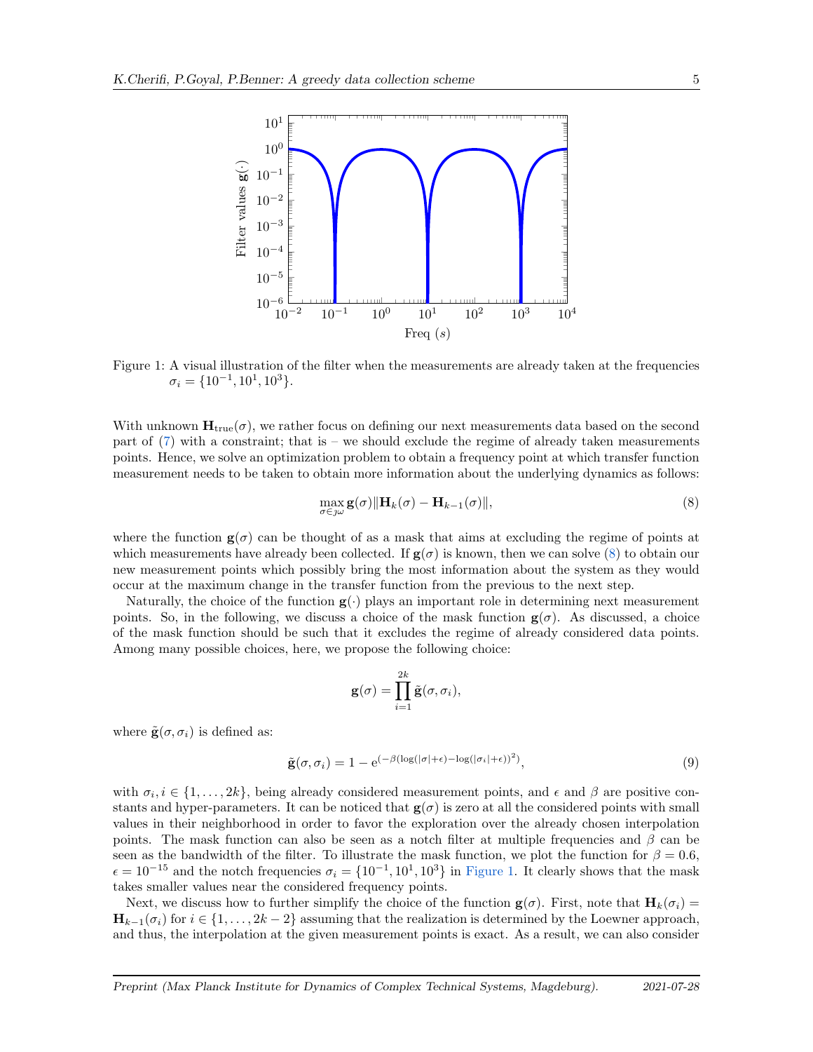Figure 1: A visual illustration of the filter when the measurements are already taken at the frequencies $\sigma_i = \{10^{-1}, 10^{1}, 10^{3}\}$.

With unknown $\mathbf{H}_{\text{true}}(\sigma)$, we rather focus on defining our next measurements data based on the second part of (7) with a constraint; that is – we should exclude the regime of already taken measurements points. Hence, we solve an optimization problem to obtain a frequency point at which transfer function measurement needs to be taken to obtain more information about the underlying dynamics as follows:

$$\max_{\sigma \in \jmath\omega} \mathbf{g}(\sigma) \|\mathbf{H}_k(\sigma) - \mathbf{H}_{k-1}(\sigma)\|, \tag{8}$$

where the function $\mathbf{g}(\sigma)$ can be thought of as a mask that aims at excluding the regime of points at which measurements have already been collected. If $\mathbf{g}(\sigma)$ is known, then we can solve (8) to obtain our new measurement points which possibly bring the most information about the system as they would occur at the maximum change in the transfer function from the previous to the next step.

Naturally, the choice of the function $\mathbf{g}(\cdot)$ plays an important role in determining next measurement points. So, in the following, we discuss a choice of the mask function $\mathbf{g}(\sigma)$. As discussed, a choice of the mask function should be such that it excludes the regime of already considered data points. Among many possible choices, here, we propose the following choice:

$$\mathbf{g}(\sigma) = \prod_{i=1}^{2k} \tilde{\mathbf{g}}(\sigma, \sigma_i),$$

where $\tilde{\mathbf{g}}(\sigma, \sigma_i)$ is defined as:

$$\tilde{\mathbf{g}}(\sigma, \sigma_i) = 1 - \mathrm{e}^{(-\beta(\log(|\sigma|+\epsilon) - \log(|\sigma_i|+\epsilon))^2)}, \tag{9}$$

with $\sigma_i, i \in \{1, \ldots, 2k\}$, being already considered measurement points, and $\epsilon$ and $\beta$ are positive constants and hyper-parameters. It can be noticed that $\mathbf{g}(\sigma)$ is zero at all the considered points with small values in their neighborhood in order to favor the exploration over the already chosen interpolation points. The mask function can also be seen as a notch filter at multiple frequencies and $\beta$ can be seen as the bandwidth of the filter. To illustrate the mask function, we plot the function for $\beta = 0.6$, $\epsilon = 10^{-15}$ and the notch frequencies $\sigma_i = \{10^{-1}, 10^{1}, 10^{3}\}$ in Figure 1. It clearly shows that the mask takes smaller values near the considered frequency points.

Next, we discuss how to further simplify the choice of the function $\mathbf{g}(\sigma)$. First, note that $\mathbf{H}_k(\sigma_i) = \mathbf{H}_{k-1}(\sigma_i)$ for $i \in \{1, \ldots, 2k-2\}$ assuming that the realization is determined by the Loewner approach, and thus, the interpolation at the given measurement points is exact. As a result, we can also consider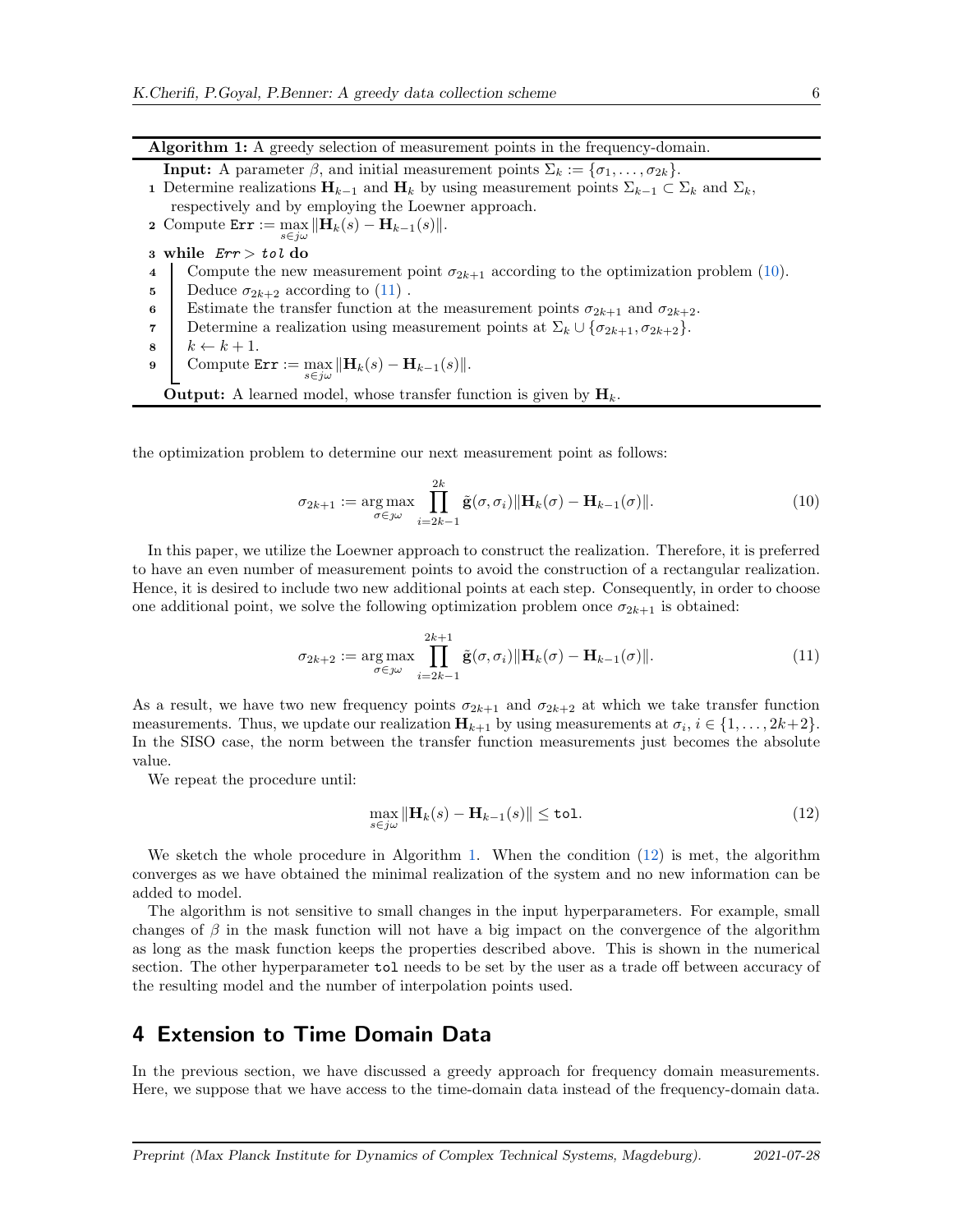**Algorithm 1:** A greedy selection of measurement points in the frequency-domain.

**Input:** A parameter $\beta$, and initial measurement points $\Sigma_k := \{\sigma_1, \ldots, \sigma_{2k}\}$.

1. Determine realizations $\mathbf{H}_{k-1}$ and $\mathbf{H}_k$ by using measurement points $\Sigma_{k-1} \subset \Sigma_k$ and $\Sigma_k$, respectively and by employing the Loewner approach.
2. Compute $\texttt{Err} := \max_{s \in j\omega} \|\mathbf{H}_k(s) - \mathbf{H}_{k-1}(s)\|$.
3. **while** $Err > tol$ **do**
4. Compute the new measurement point $\sigma_{2k+1}$ according to the optimization problem (10).
5. Deduce $\sigma_{2k+2}$ according to (11) .
6. Estimate the transfer function at the measurement points $\sigma_{2k+1}$ and $\sigma_{2k+2}$.
7. Determine a realization using measurement points at $\Sigma_k \cup \{\sigma_{2k+1}, \sigma_{2k+2}\}$.
8. $k \leftarrow k + 1$.
9. Compute $\texttt{Err} := \max_{s \in j\omega} \|\mathbf{H}_k(s) - \mathbf{H}_{k-1}(s)\|$.

**Output:** A learned model, whose transfer function is given by $\mathbf{H}_k$.

the optimization problem to determine our next measurement point as follows:

$$\sigma_{2k+1} := \underset{\sigma \in j\omega}{\arg\max} \prod_{i=2k-1}^{2k} \tilde{\mathbf{g}}(\sigma, \sigma_i) \|\mathbf{H}_k(\sigma) - \mathbf{H}_{k-1}(\sigma)\|. \tag{10}$$

In this paper, we utilize the Loewner approach to construct the realization. Therefore, it is preferred to have an even number of measurement points to avoid the construction of a rectangular realization. Hence, it is desired to include two new additional points at each step. Consequently, in order to choose one additional point, we solve the following optimization problem once $\sigma_{2k+1}$ is obtained:

$$\sigma_{2k+2} := \underset{\sigma \in j\omega}{\arg\max} \prod_{i=2k-1}^{2k+1} \tilde{\mathbf{g}}(\sigma, \sigma_i) \|\mathbf{H}_k(\sigma) - \mathbf{H}_{k-1}(\sigma)\|. \tag{11}$$

As a result, we have two new frequency points $\sigma_{2k+1}$ and $\sigma_{2k+2}$ at which we take transfer function measurements. Thus, we update our realization $\mathbf{H}_{k+1}$ by using measurements at $\sigma_i$, $i \in \{1, \ldots, 2k+2\}$. In the SISO case, the norm between the transfer function measurements just becomes the absolute value.

We repeat the procedure until:

$$\max_{s \in j\omega} \|\mathbf{H}_k(s) - \mathbf{H}_{k-1}(s)\| \leq \texttt{tol}. \tag{12}$$

We sketch the whole procedure in Algorithm 1. When the condition (12) is met, the algorithm converges as we have obtained the minimal realization of the system and no new information can be added to model.

The algorithm is not sensitive to small changes in the input hyperparameters. For example, small changes of $\beta$ in the mask function will not have a big impact on the convergence of the algorithm as long as the mask function keeps the properties described above. This is shown in the numerical section. The other hyperparameter `tol` needs to be set by the user as a trade off between accuracy of the resulting model and the number of interpolation points used.

## 4 Extension to Time Domain Data

In the previous section, we have discussed a greedy approach for frequency domain measurements. Here, we suppose that we have access to the time-domain data instead of the frequency-domain data.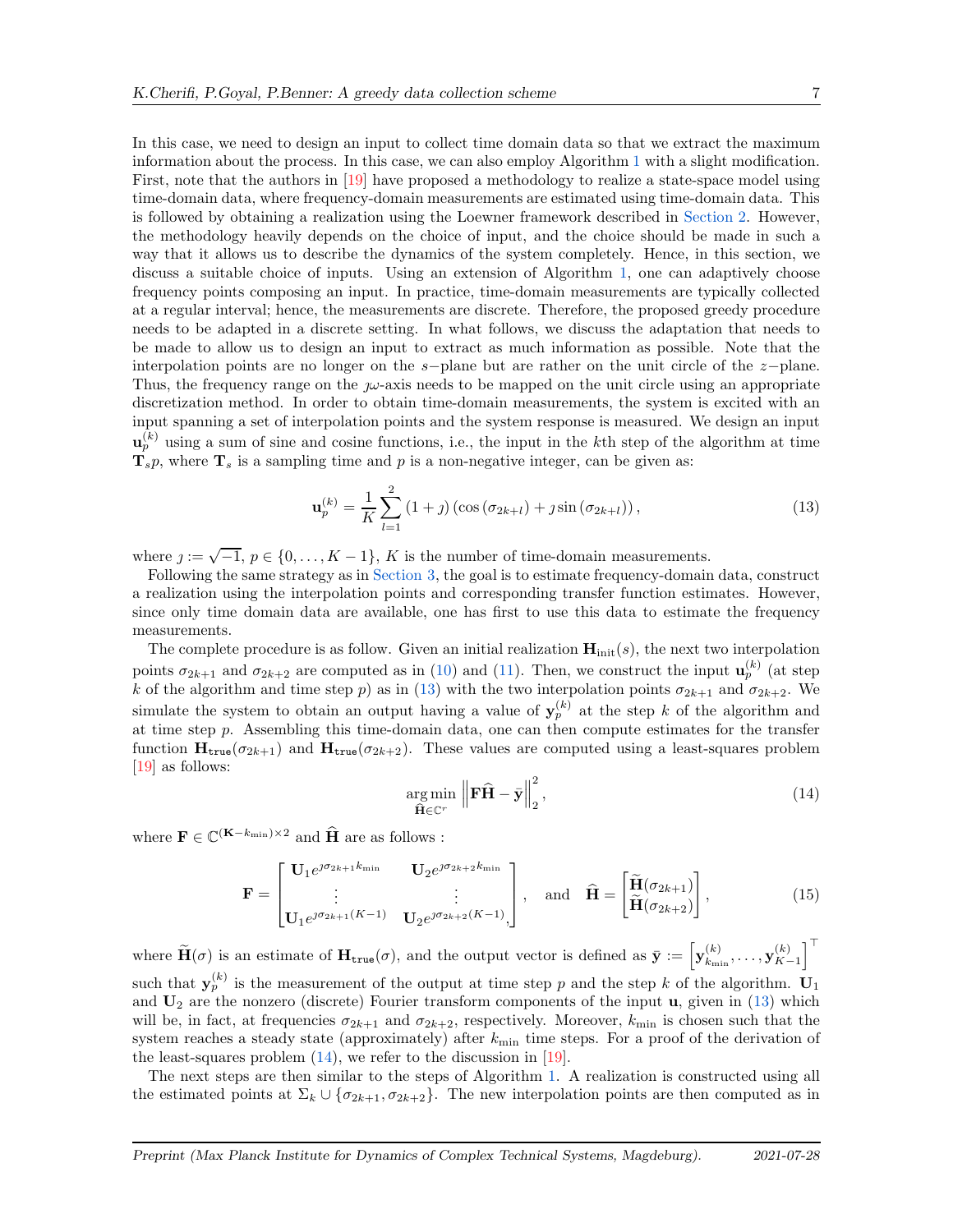In this case, we need to design an input to collect time domain data so that we extract the maximum information about the process. In this case, we can also employ Algorithm 1 with a slight modification. First, note that the authors in [19] have proposed a methodology to realize a state-space model using time-domain data, where frequency-domain measurements are estimated using time-domain data. This is followed by obtaining a realization using the Loewner framework described in Section 2. However, the methodology heavily depends on the choice of input, and the choice should be made in such a way that it allows us to describe the dynamics of the system completely. Hence, in this section, we discuss a suitable choice of inputs. Using an extension of Algorithm 1, one can adaptively choose frequency points composing an input. In practice, time-domain measurements are typically collected at a regular interval; hence, the measurements are discrete. Therefore, the proposed greedy procedure needs to be adapted in a discrete setting. In what follows, we discuss the adaptation that needs to be made to allow us to design an input to extract as much information as possible. Note that the interpolation points are no longer on the $s-$plane but are rather on the unit circle of the $z-$plane. Thus, the frequency range on the $\jmath\omega$-axis needs to be mapped on the unit circle using an appropriate discretization method. In order to obtain time-domain measurements, the system is excited with an input spanning a set of interpolation points and the system response is measured. We design an input $\mathbf{u}_p^{(k)}$ using a sum of sine and cosine functions, i.e., the input in the $k$th step of the algorithm at time $\mathbf{T}_s p$, where $\mathbf{T}_s$ is a sampling time and $p$ is a non-negative integer, can be given as:

$$\mathbf{u}_p^{(k)} = \frac{1}{K}\sum_{l=1}^{2} (1+\jmath)\left(\cos\left(\sigma_{2k+l}\right) + \jmath \sin\left(\sigma_{2k+l}\right)\right), \tag{13}$$

where $\jmath := \sqrt{-1}$, $p \in \{0,\dots,K-1\}$, $K$ is the number of time-domain measurements.

Following the same strategy as in Section 3, the goal is to estimate frequency-domain data, construct a realization using the interpolation points and corresponding transfer function estimates. However, since only time domain data are available, one has first to use this data to estimate the frequency measurements.

The complete procedure is as follow. Given an initial realization $\mathbf{H}_{\text{init}}(s)$, the next two interpolation points $\sigma_{2k+1}$ and $\sigma_{2k+2}$ are computed as in (10) and (11). Then, we construct the input $\mathbf{u}_p^{(k)}$ (at step $k$ of the algorithm and time step $p$) as in (13) with the two interpolation points $\sigma_{2k+1}$ and $\sigma_{2k+2}$. We simulate the system to obtain an output having a value of $\mathbf{y}_p^{(k)}$ at the step $k$ of the algorithm and at time step $p$. Assembling this time-domain data, one can then compute estimates for the transfer function $\mathbf{H}_{\texttt{true}}(\sigma_{2k+1})$ and $\mathbf{H}_{\texttt{true}}(\sigma_{2k+2})$. These values are computed using a least-squares problem [19] as follows:

$$\underset{\widehat{\mathbf{H}}\in\mathbb{C}^r}{\arg\min} \left\|\mathbf{F}\widehat{\mathbf{H}} - \bar{\mathbf{y}}\right\|_2^2, \tag{14}$$

where $\mathbf{F} \in \mathbb{C}^{(\mathbf{K}-k_{\min})\times 2}$ and $\widehat{\mathbf{H}}$ are as follows :

$$\mathbf{F} = \begin{bmatrix} \mathbf{U}_1 e^{\jmath\sigma_{2k+1}k_{\min}} & \mathbf{U}_2 e^{\jmath\sigma_{2k+2}k_{\min}} \\ \vdots & \vdots \\ \mathbf{U}_1 e^{\jmath\sigma_{2k+1}(K-1)} & \mathbf{U}_2 e^{\jmath\sigma_{2k+2}(K-1)}, \end{bmatrix}, \quad \text{and} \quad \widehat{\mathbf{H}} = \begin{bmatrix} \widetilde{\mathbf{H}}(\sigma_{2k+1}) \\ \widetilde{\mathbf{H}}(\sigma_{2k+2}) \end{bmatrix}, \tag{15}$$

where $\widetilde{\mathbf{H}}(\sigma)$ is an estimate of $\mathbf{H}_{\texttt{true}}(\sigma)$, and the output vector is defined as $\bar{\mathbf{y}} := \left[\mathbf{y}_{k_{\min}}^{(k)}, \dots, \mathbf{y}_{K-1}^{(k)}\right]^\top$ such that $\mathbf{y}_p^{(k)}$ is the measurement of the output at time step $p$ and the step $k$ of the algorithm. $\mathbf{U}_1$ and $\mathbf{U}_2$ are the nonzero (discrete) Fourier transform components of the input $\mathbf{u}$, given in (13) which will be, in fact, at frequencies $\sigma_{2k+1}$ and $\sigma_{2k+2}$, respectively. Moreover, $k_{\min}$ is chosen such that the system reaches a steady state (approximately) after $k_{\min}$ time steps. For a proof of the derivation of the least-squares problem (14), we refer to the discussion in [19].

The next steps are then similar to the steps of Algorithm 1. A realization is constructed using all the estimated points at $\Sigma_k \cup \{\sigma_{2k+1}, \sigma_{2k+2}\}$. The new interpolation points are then computed as in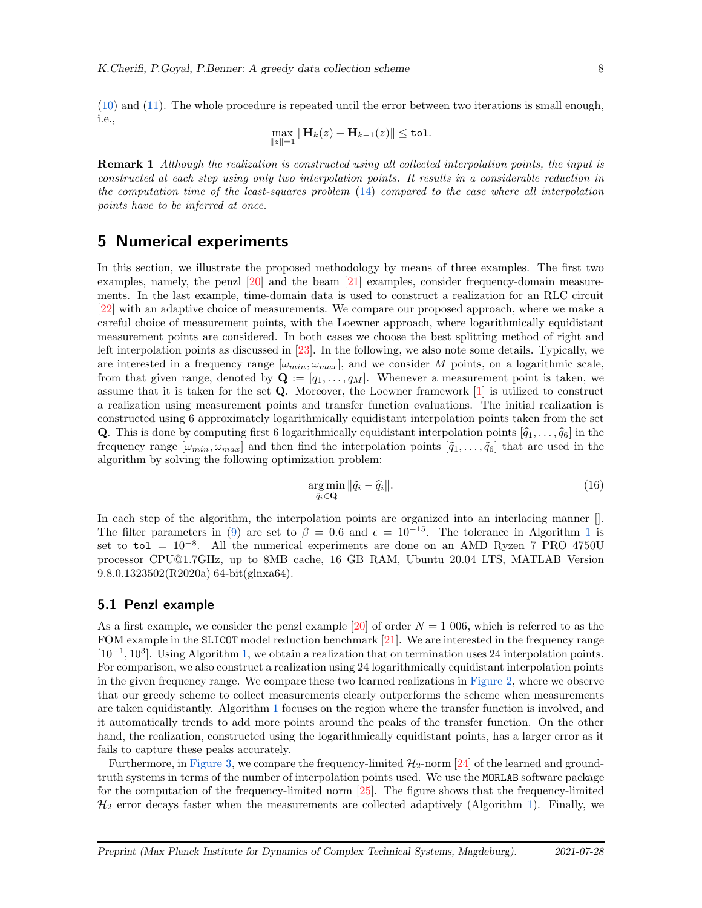(10) and (11). The whole procedure is repeated until the error between two iterations is small enough, i.e.,

$$\max_{\|z\|=1} \|\mathbf{H}_k(z) - \mathbf{H}_{k-1}(z)\| \leq \texttt{tol}.$$

**Remark 1** *Although the realization is constructed using all collected interpolation points, the input is constructed at each step using only two interpolation points. It results in a considerable reduction in the computation time of the least-squares problem (14) compared to the case where all interpolation points have to be inferred at once.*

## 5 Numerical experiments

In this section, we illustrate the proposed methodology by means of three examples. The first two examples, namely, the penzl [20] and the beam [21] examples, consider frequency-domain measurements. In the last example, time-domain data is used to construct a realization for an RLC circuit [22] with an adaptive choice of measurements. We compare our proposed approach, where we make a careful choice of measurement points, with the Loewner approach, where logarithmically equidistant measurement points are considered. In both cases we choose the best splitting method of right and left interpolation points as discussed in [23]. In the following, we also note some details. Typically, we are interested in a frequency range $[\omega_{min}, \omega_{max}]$, and we consider $M$ points, on a logarithmic scale, from that given range, denoted by $\mathbf{Q} := [q_1, \ldots, q_M]$. Whenever a measurement point is taken, we assume that it is taken for the set $\mathbf{Q}$. Moreover, the Loewner framework [1] is utilized to construct a realization using measurement points and transfer function evaluations. The initial realization is constructed using 6 approximately logarithmically equidistant interpolation points taken from the set $\mathbf{Q}$. This is done by computing first 6 logarithmically equidistant interpolation points $[\widehat{q}_1, \ldots, \widehat{q}_6]$ in the frequency range $[\omega_{min}, \omega_{max}]$ and then find the interpolation points $[\tilde{q}_1, \ldots, \tilde{q}_6]$ that are used in the algorithm by solving the following optimization problem:

$$\underset{\tilde{q}_i \in \mathbf{Q}}{\arg\min} \|\tilde{q}_i - \widehat{q}_i\|. \tag{16}$$

In each step of the algorithm, the interpolation points are organized into an interlacing manner []. The filter parameters in (9) are set to $\beta = 0.6$ and $\epsilon = 10^{-15}$. The tolerance in Algorithm 1 is set to $\texttt{tol} = 10^{-8}$. All the numerical experiments are done on an AMD Ryzen 7 PRO 4750U processor CPU@1.7GHz, up to 8MB cache, 16 GB RAM, Ubuntu 20.04 LTS, MATLAB Version 9.8.0.1323502(R2020a) 64-bit(glnxa64).

### 5.1 Penzl example

As a first example, we consider the penzl example [20] of order $N = 1\ 006$, which is referred to as the FOM example in the SLICOT model reduction benchmark [21]. We are interested in the frequency range $[10^{-1}, 10^3]$. Using Algorithm 1, we obtain a realization that on termination uses 24 interpolation points. For comparison, we also construct a realization using 24 logarithmically equidistant interpolation points in the given frequency range. We compare these two learned realizations in Figure 2, where we observe that our greedy scheme to collect measurements clearly outperforms the scheme when measurements are taken equidistantly. Algorithm 1 focuses on the region where the transfer function is involved, and it automatically trends to add more points around the peaks of the transfer function. On the other hand, the realization, constructed using the logarithmically equidistant points, has a larger error as it fails to capture these peaks accurately.

Furthermore, in Figure 3, we compare the frequency-limited $\mathcal{H}_2$-norm [24] of the learned and ground-truth systems in terms of the number of interpolation points used. We use the MORLAB software package for the computation of the frequency-limited norm [25]. The figure shows that the frequency-limited $\mathcal{H}_2$ error decays faster when the measurements are collected adaptively (Algorithm 1). Finally, we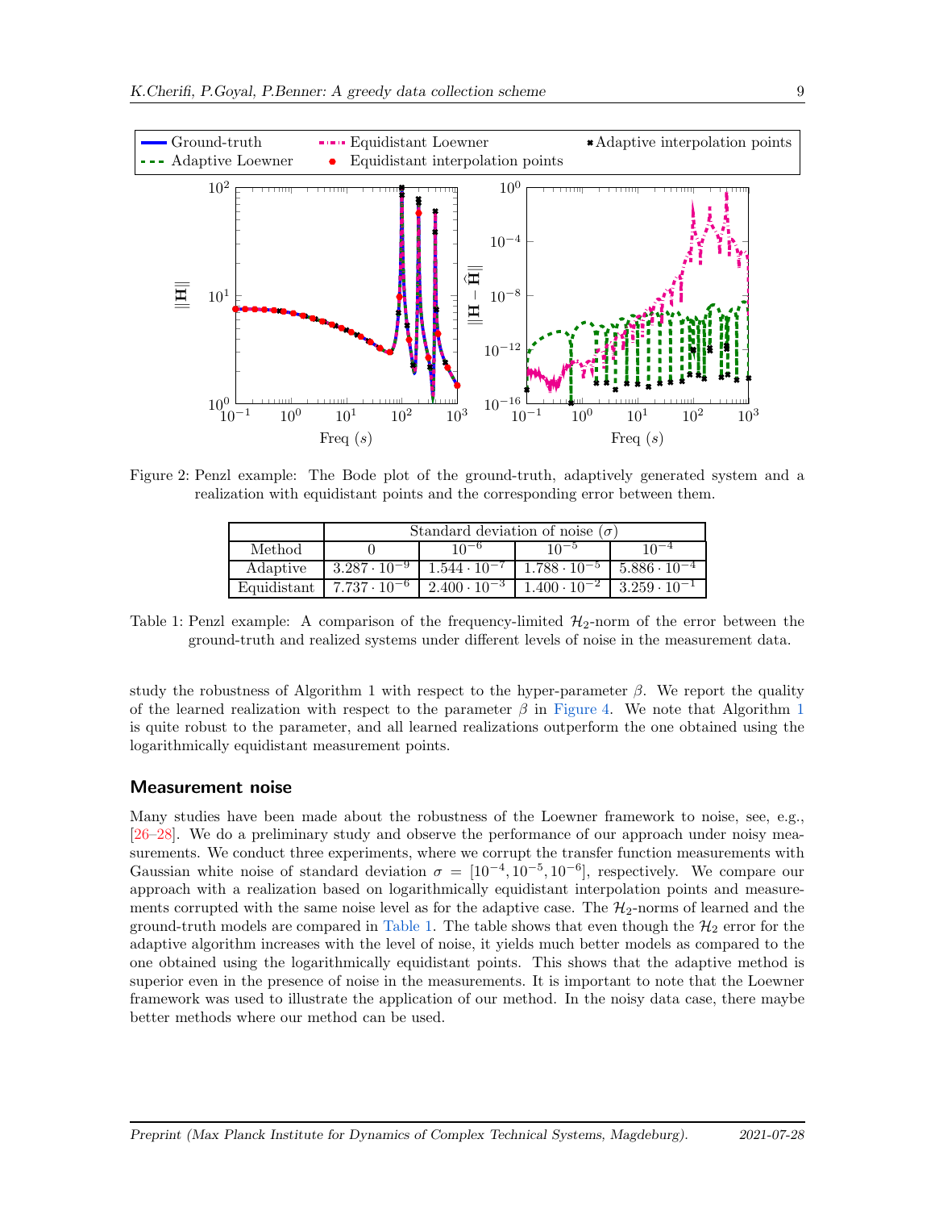Figure 2: Penzl example: The Bode plot of the ground-truth, adaptively generated system and a realization with equidistant points and the corresponding error between them.

| | Standard deviation of noise ($\sigma$) | | | |
|---|---|---|---|---|
| Method | 0 | $10^{-6}$ | $10^{-5}$ | $10^{-4}$ |
| Adaptive | $3.287 \cdot 10^{-9}$ | $1.544 \cdot 10^{-7}$ | $1.788 \cdot 10^{-5}$ | $5.886 \cdot 10^{-4}$ |
| Equidistant | $7.737 \cdot 10^{-6}$ | $2.400 \cdot 10^{-3}$ | $1.400 \cdot 10^{-2}$ | $3.259 \cdot 10^{-1}$ |

Table 1: Penzl example: A comparison of the frequency-limited $\mathcal{H}_2$-norm of the error between the ground-truth and realized systems under different levels of noise in the measurement data.

study the robustness of Algorithm 1 with respect to the hyper-parameter $\beta$. We report the quality of the learned realization with respect to the parameter $\beta$ in Figure 4. We note that Algorithm 1 is quite robust to the parameter, and all learned realizations outperform the one obtained using the logarithmically equidistant measurement points.

### Measurement noise

Many studies have been made about the robustness of the Loewner framework to noise, see, e.g., [26–28]. We do a preliminary study and observe the performance of our approach under noisy measurements. We conduct three experiments, where we corrupt the transfer function measurements with Gaussian white noise of standard deviation $\sigma = [10^{-4}, 10^{-5}, 10^{-6}]$, respectively. We compare our approach with a realization based on logarithmically equidistant interpolation points and measurements corrupted with the same noise level as for the adaptive case. The $\mathcal{H}_2$-norms of learned and the ground-truth models are compared in Table 1. The table shows that even though the $\mathcal{H}_2$ error for the adaptive algorithm increases with the level of noise, it yields much better models as compared to the one obtained using the logarithmically equidistant points. This shows that the adaptive method is superior even in the presence of noise in the measurements. It is important to note that the Loewner framework was used to illustrate the application of our method. In the noisy data case, there maybe better methods where our method can be used.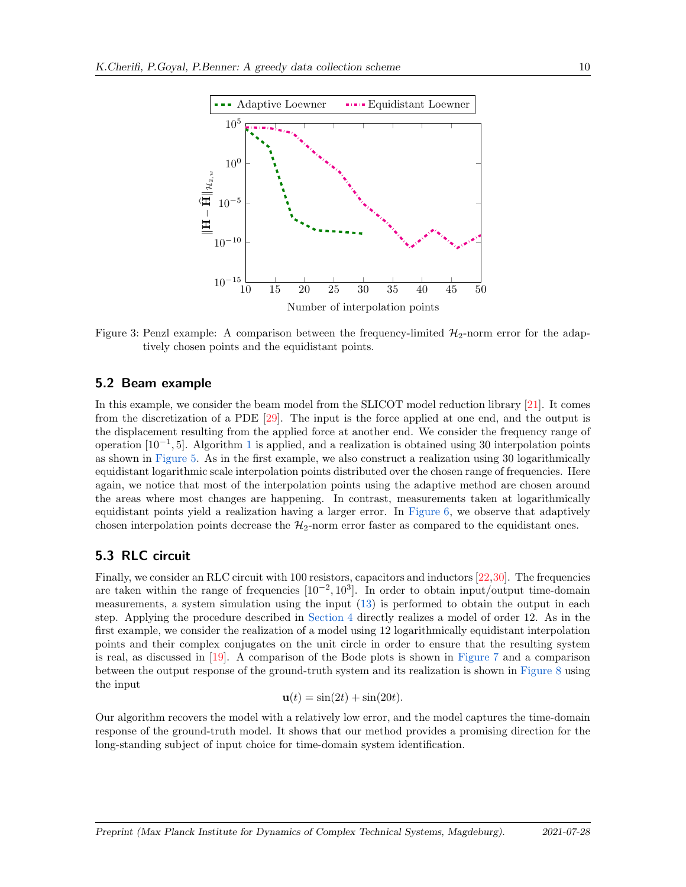Figure 3: Penzl example: A comparison between the frequency-limited $\mathcal{H}_2$-norm error for the adaptively chosen points and the equidistant points.

### 5.2 Beam example

In this example, we consider the beam model from the SLICOT model reduction library [21]. It comes from the discretization of a PDE [29]. The input is the force applied at one end, and the output is the displacement resulting from the applied force at another end. We consider the frequency range of operation $[10^{-1}, 5]$. Algorithm 1 is applied, and a realization is obtained using 30 interpolation points as shown in Figure 5. As in the first example, we also construct a realization using 30 logarithmically equidistant logarithmic scale interpolation points distributed over the chosen range of frequencies. Here again, we notice that most of the interpolation points using the adaptive method are chosen around the areas where most changes are happening. In contrast, measurements taken at logarithmically equidistant points yield a realization having a larger error. In Figure 6, we observe that adaptively chosen interpolation points decrease the $\mathcal{H}_2$-norm error faster as compared to the equidistant ones.

### 5.3 RLC circuit

Finally, we consider an RLC circuit with 100 resistors, capacitors and inductors [22,30]. The frequencies are taken within the range of frequencies $[10^{-2}, 10^{3}]$. In order to obtain input/output time-domain measurements, a system simulation using the input (13) is performed to obtain the output in each step. Applying the procedure described in Section 4 directly realizes a model of order 12. As in the first example, we consider the realization of a model using 12 logarithmically equidistant interpolation points and their complex conjugates on the unit circle in order to ensure that the resulting system is real, as discussed in [19]. A comparison of the Bode plots is shown in Figure 7 and a comparison between the output response of the ground-truth system and its realization is shown in Figure 8 using the input

$$\mathbf{u}(t) = \sin(2t) + \sin(20t).$$

Our algorithm recovers the model with a relatively low error, and the model captures the time-domain response of the ground-truth model. It shows that our method provides a promising direction for the long-standing subject of input choice for time-domain system identification.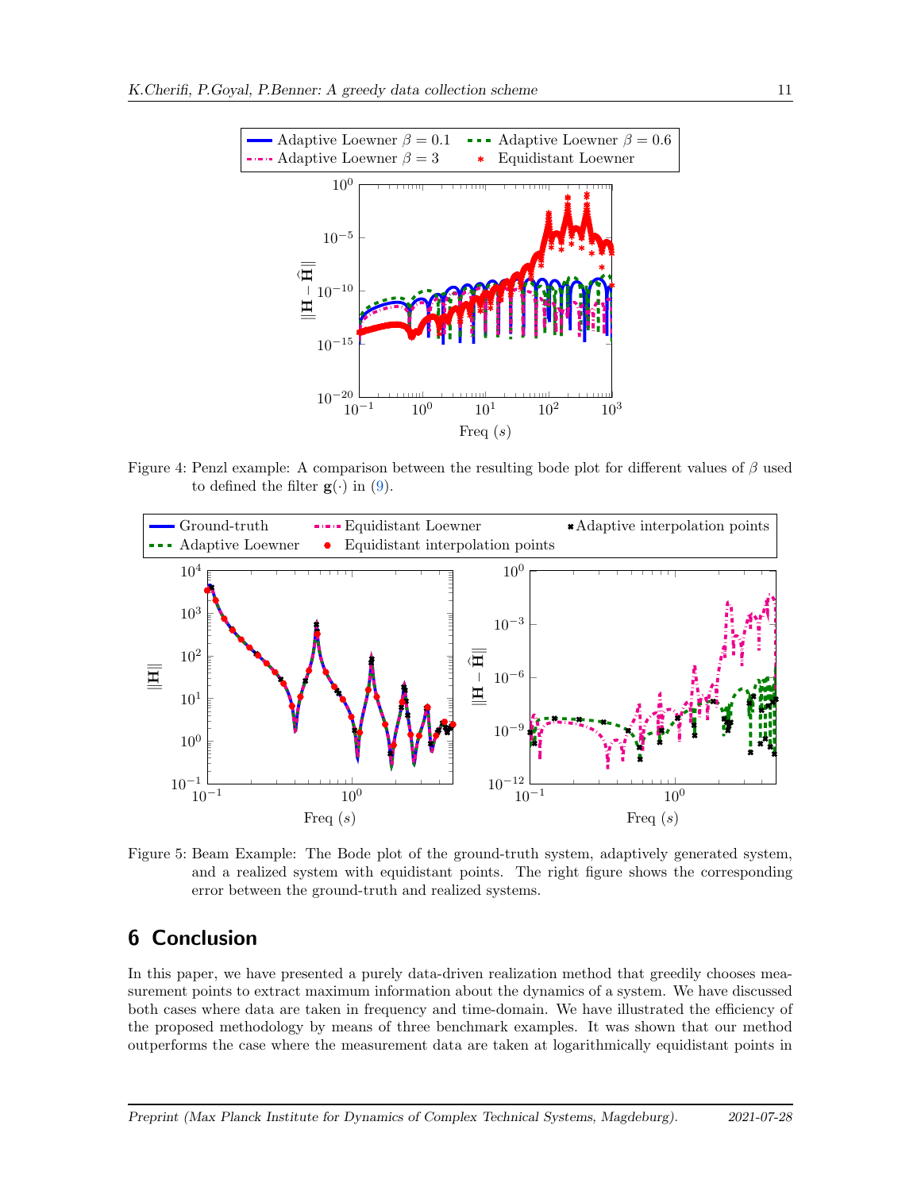Figure 4: Penzl example: A comparison between the resulting bode plot for different values of $\beta$ used to defined the filter $\mathbf{g}(\cdot)$ in (9).

Figure 5: Beam Example: The Bode plot of the ground-truth system, adaptively generated system, and a realized system with equidistant points. The right figure shows the corresponding error between the ground-truth and realized systems.

## 6 Conclusion

In this paper, we have presented a purely data-driven realization method that greedily chooses measurement points to extract maximum information about the dynamics of a system. We have discussed both cases where data are taken in frequency and time-domain. We have illustrated the efficiency of the proposed methodology by means of three benchmark examples. It was shown that our method outperforms the case where the measurement data are taken at logarithmically equidistant points in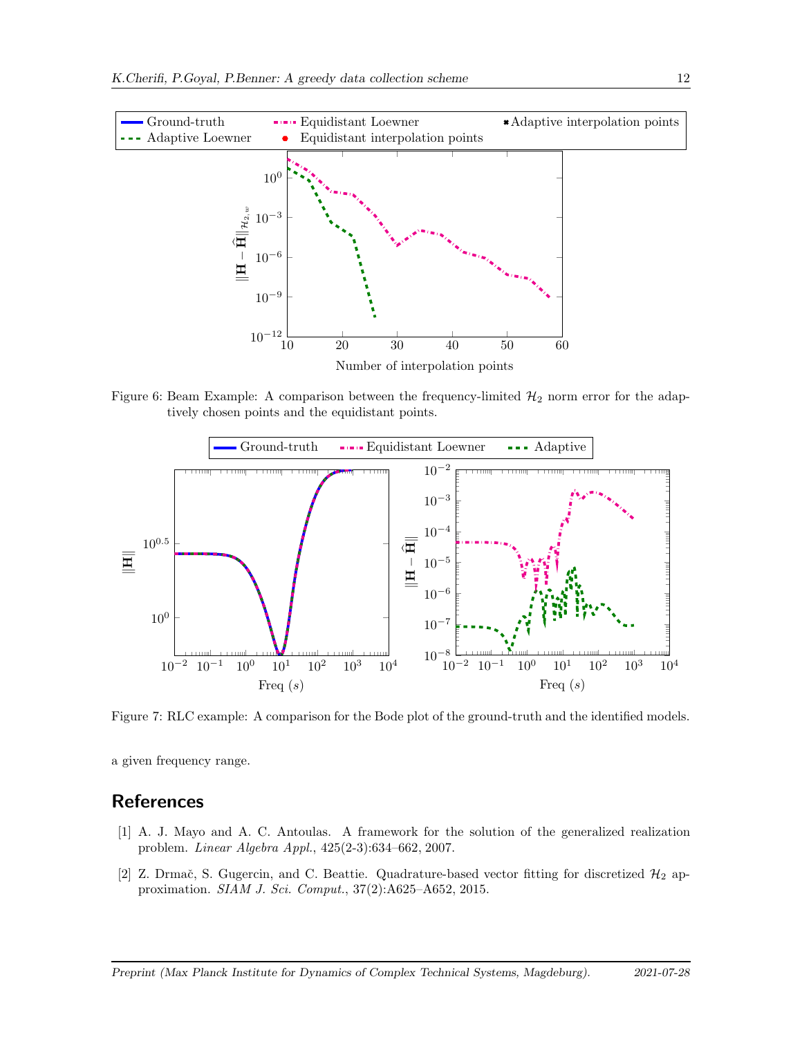Figure 6: Beam Example: A comparison between the frequency-limited $\mathcal{H}_2$ norm error for the adaptively chosen points and the equidistant points.

Figure 7: RLC example: A comparison for the Bode plot of the ground-truth and the identified models.

a given frequency range.

## References

[1] A. J. Mayo and A. C. Antoulas. A framework for the solution of the generalized realization problem. *Linear Algebra Appl.*, 425(2-3):634–662, 2007.

[2] Z. Drmač, S. Gugercin, and C. Beattie. Quadrature-based vector fitting for discretized $\mathcal{H}_2$ approximation. *SIAM J. Sci. Comput.*, 37(2):A625–A652, 2015.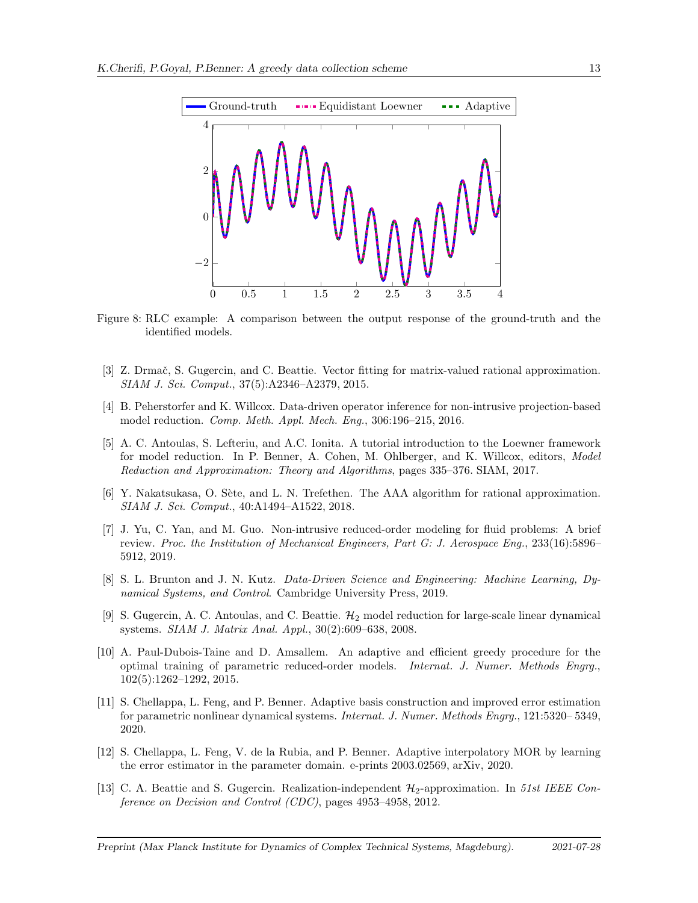Figure 8: RLC example: A comparison between the output response of the ground-truth and the identified models.

[3] Z. Drmač, S. Gugercin, and C. Beattie. Vector fitting for matrix-valued rational approximation. *SIAM J. Sci. Comput.*, 37(5):A2346–A2379, 2015.

[4] B. Peherstorfer and K. Willcox. Data-driven operator inference for non-intrusive projection-based model reduction. *Comp. Meth. Appl. Mech. Eng.*, 306:196–215, 2016.

[5] A. C. Antoulas, S. Lefteriu, and A.C. Ionita. A tutorial introduction to the Loewner framework for model reduction. In P. Benner, A. Cohen, M. Ohlberger, and K. Willcox, editors, *Model Reduction and Approximation: Theory and Algorithms*, pages 335–376. SIAM, 2017.

[6] Y. Nakatsukasa, O. Sète, and L. N. Trefethen. The AAA algorithm for rational approximation. *SIAM J. Sci. Comput.*, 40:A1494–A1522, 2018.

[7] J. Yu, C. Yan, and M. Guo. Non-intrusive reduced-order modeling for fluid problems: A brief review. *Proc. the Institution of Mechanical Engineers, Part G: J. Aerospace Eng.*, 233(16):5896–5912, 2019.

[8] S. L. Brunton and J. N. Kutz. *Data-Driven Science and Engineering: Machine Learning, Dynamical Systems, and Control*. Cambridge University Press, 2019.

[9] S. Gugercin, A. C. Antoulas, and C. Beattie. $\mathcal{H}_2$ model reduction for large-scale linear dynamical systems. *SIAM J. Matrix Anal. Appl.*, 30(2):609–638, 2008.

[10] A. Paul-Dubois-Taine and D. Amsallem. An adaptive and efficient greedy procedure for the optimal training of parametric reduced-order models. *Internat. J. Numer. Methods Engrg.*, 102(5):1262–1292, 2015.

[11] S. Chellappa, L. Feng, and P. Benner. Adaptive basis construction and improved error estimation for parametric nonlinear dynamical systems. *Internat. J. Numer. Methods Engrg.*, 121:5320–5349, 2020.

[12] S. Chellappa, L. Feng, V. de la Rubia, and P. Benner. Adaptive interpolatory MOR by learning the error estimator in the parameter domain. e-prints 2003.02569, arXiv, 2020.

[13] C. A. Beattie and S. Gugercin. Realization-independent $\mathcal{H}_2$-approximation. In *51st IEEE Conference on Decision and Control (CDC)*, pages 4953–4958, 2012.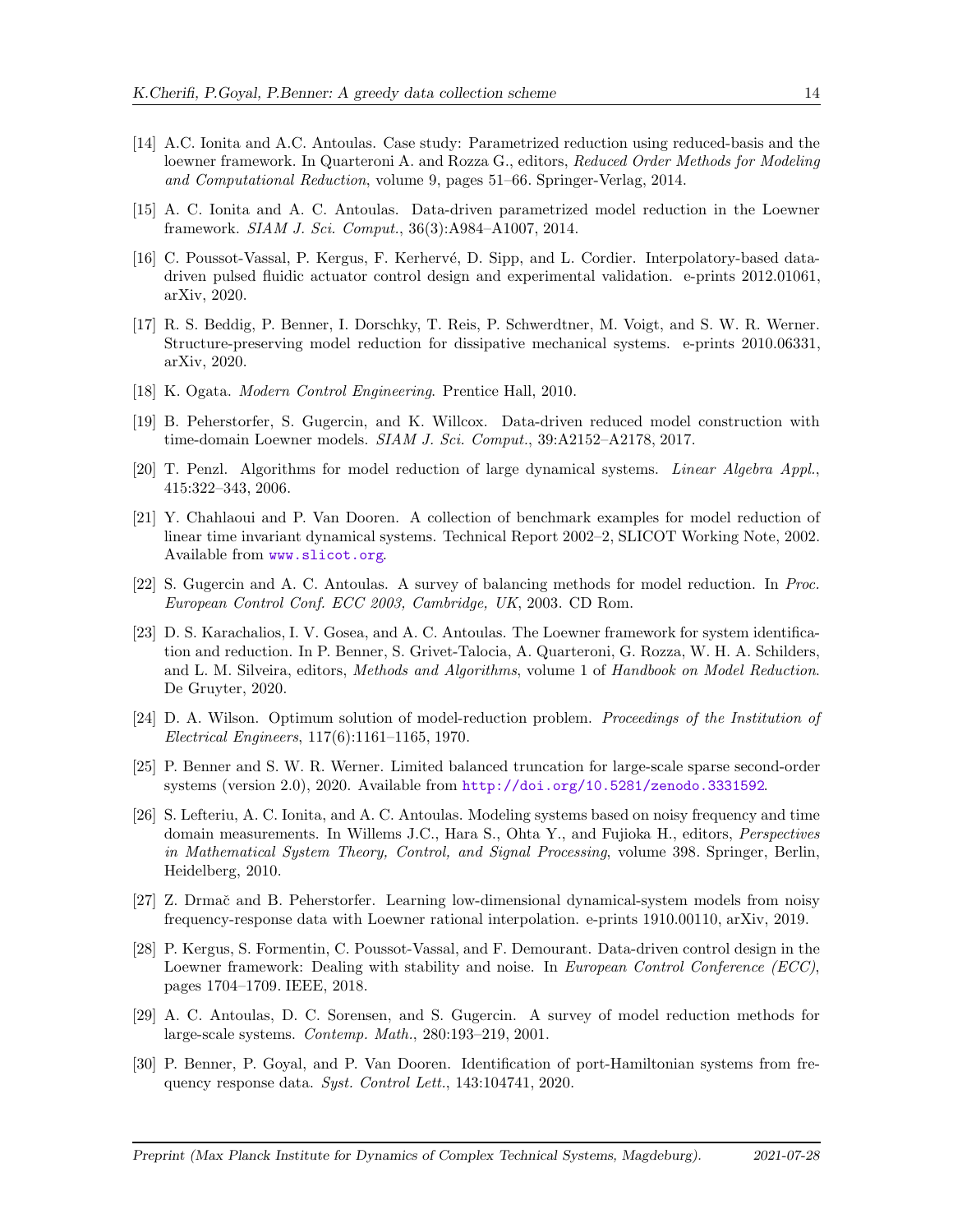[14] A.C. Ionita and A.C. Antoulas. Case study: Parametrized reduction using reduced-basis and the loewner framework. In Quarteroni A. and Rozza G., editors, *Reduced Order Methods for Modeling and Computational Reduction*, volume 9, pages 51–66. Springer-Verlag, 2014.

[15] A. C. Ionita and A. C. Antoulas. Data-driven parametrized model reduction in the Loewner framework. *SIAM J. Sci. Comput.*, 36(3):A984–A1007, 2014.

[16] C. Poussot-Vassal, P. Kergus, F. Kerhervé, D. Sipp, and L. Cordier. Interpolatory-based data-driven pulsed fluidic actuator control design and experimental validation. e-prints 2012.01061, arXiv, 2020.

[17] R. S. Beddig, P. Benner, I. Dorschky, T. Reis, P. Schwerdtner, M. Voigt, and S. W. R. Werner. Structure-preserving model reduction for dissipative mechanical systems. e-prints 2010.06331, arXiv, 2020.

[18] K. Ogata. *Modern Control Engineering*. Prentice Hall, 2010.

[19] B. Peherstorfer, S. Gugercin, and K. Willcox. Data-driven reduced model construction with time-domain Loewner models. *SIAM J. Sci. Comput.*, 39:A2152–A2178, 2017.

[20] T. Penzl. Algorithms for model reduction of large dynamical systems. *Linear Algebra Appl.*, 415:322–343, 2006.

[21] Y. Chahlaoui and P. Van Dooren. A collection of benchmark examples for model reduction of linear time invariant dynamical systems. Technical Report 2002–2, SLICOT Working Note, 2002. Available from www.slicot.org.

[22] S. Gugercin and A. C. Antoulas. A survey of balancing methods for model reduction. In *Proc. European Control Conf. ECC 2003, Cambridge, UK*, 2003. CD Rom.

[23] D. S. Karachalios, I. V. Gosea, and A. C. Antoulas. The Loewner framework for system identification and reduction. In P. Benner, S. Grivet-Talocia, A. Quarteroni, G. Rozza, W. H. A. Schilders, and L. M. Silveira, editors, *Methods and Algorithms*, volume 1 of *Handbook on Model Reduction*. De Gruyter, 2020.

[24] D. A. Wilson. Optimum solution of model-reduction problem. *Proceedings of the Institution of Electrical Engineers*, 117(6):1161–1165, 1970.

[25] P. Benner and S. W. R. Werner. Limited balanced truncation for large-scale sparse second-order systems (version 2.0), 2020. Available from http://doi.org/10.5281/zenodo.3331592.

[26] S. Lefteriu, A. C. Ionita, and A. C. Antoulas. Modeling systems based on noisy frequency and time domain measurements. In Willems J.C., Hara S., Ohta Y., and Fujioka H., editors, *Perspectives in Mathematical System Theory, Control, and Signal Processing*, volume 398. Springer, Berlin, Heidelberg, 2010.

[27] Z. Drmač and B. Peherstorfer. Learning low-dimensional dynamical-system models from noisy frequency-response data with Loewner rational interpolation. e-prints 1910.00110, arXiv, 2019.

[28] P. Kergus, S. Formentin, C. Poussot-Vassal, and F. Demourant. Data-driven control design in the Loewner framework: Dealing with stability and noise. In *European Control Conference (ECC)*, pages 1704–1709. IEEE, 2018.

[29] A. C. Antoulas, D. C. Sorensen, and S. Gugercin. A survey of model reduction methods for large-scale systems. *Contemp. Math.*, 280:193–219, 2001.

[30] P. Benner, P. Goyal, and P. Van Dooren. Identification of port-Hamiltonian systems from frequency response data. *Syst. Control Lett.*, 143:104741, 2020.